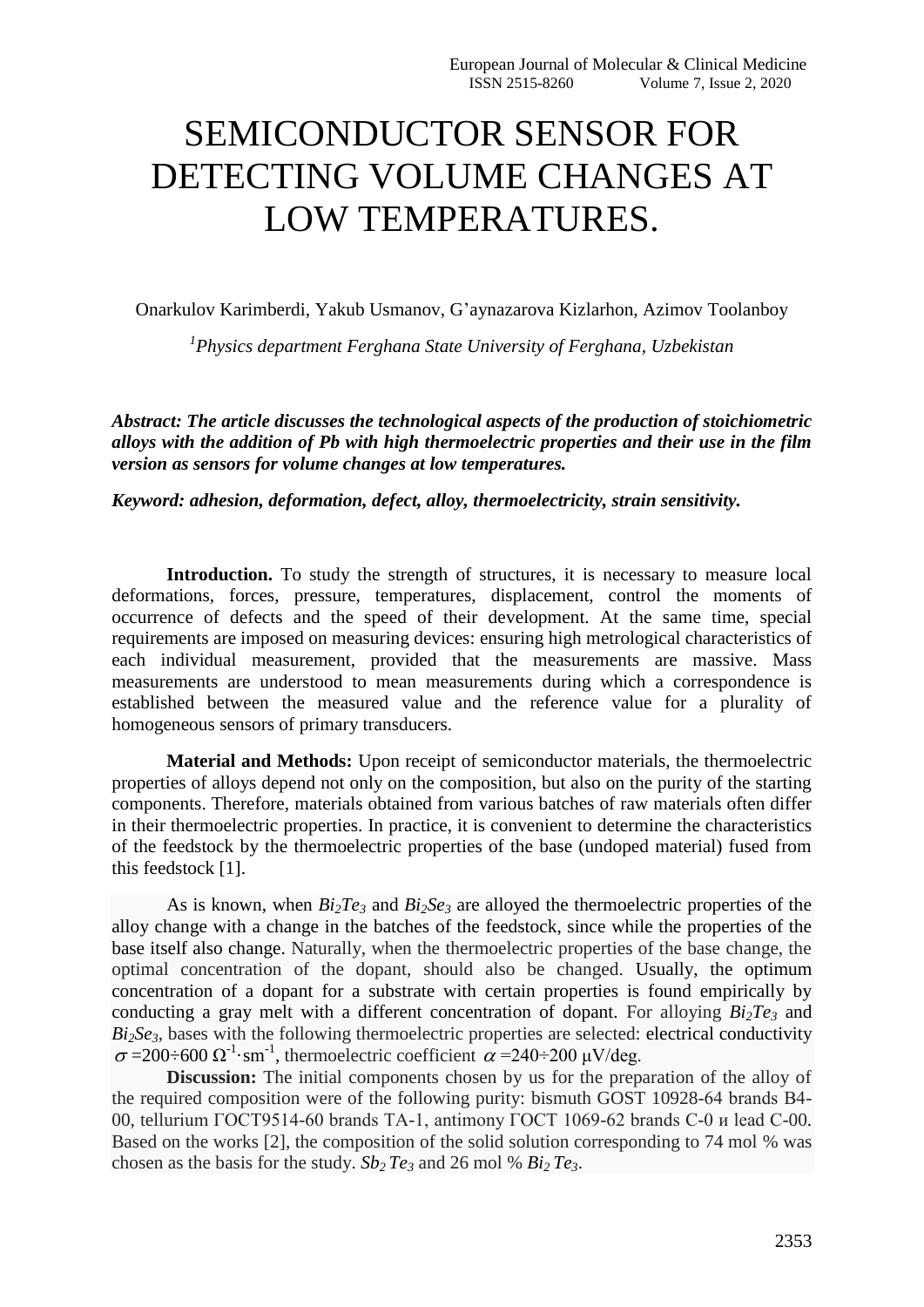# SEMICONDUCTOR SENSOR FOR DETECTING VOLUME CHANGES AT LOW TEMPERATURES.

Onarkulov Karimberdi, Yakub Usmanov, G'aynazarova Kizlarhon, Azimov Toolanboy

[1]*Physics department Ferghana State University of Ferghana, Uzbekistan*

***Abstract: The article discusses the technological aspects of the production of stoichiometric alloys with the addition of Pb with high thermoelectric properties and their use in the film version as sensors for volume changes at low temperatures.***

***Keyword: adhesion, deformation, defect, alloy, thermoelectricity, strain sensitivity.***

**Introduction.** To study the strength of structures, it is necessary to measure local deformations, forces, pressure, temperatures, displacement, control the moments of occurrence of defects and the speed of their development. At the same time, special requirements are imposed on measuring devices: ensuring high metrological characteristics of each individual measurement, provided that the measurements are massive. Mass measurements are understood to mean measurements during which a correspondence is established between the measured value and the reference value for a plurality of homogeneous sensors of primary transducers.

**Material and Methods:** Upon receipt of semiconductor materials, the thermoelectric properties of alloys depend not only on the composition, but also on the purity of the starting components. Therefore, materials obtained from various batches of raw materials often differ in their thermoelectric properties. In practice, it is convenient to determine the characteristics of the feedstock by the thermoelectric properties of the base (undoped material) fused from this feedstock [1].

As is known, when $Bi_2Te_3$ and $Bi_2Se_3$ are alloyed the thermoelectric properties of the alloy change with a change in the batches of the feedstock, since while the properties of the base itself also change. Naturally, when the thermoelectric properties of the base change, the optimal concentration of the dopant, should also be changed. Usually, the optimum concentration of a dopant for a substrate with certain properties is found empirically by conducting a gray melt with a different concentration of dopant. For alloying $Bi_2Te_3$ and $Bi_2Se_3$, bases with the following thermoelectric properties are selected: electrical conductivity $\sigma = 200 \div 600\ \Omega^{-1} \cdot sm^{-1}$, thermoelectric coefficient $\alpha = 240 \div 200\ \mu V/deg$.

**Discussion:** The initial components chosen by us for the preparation of the alloy of the required composition were of the following purity: bismuth GOST 10928-64 brands B4-00, tellurium ГОСТ9514-60 brands TA-1, antimony ГОСТ 1069-62 brands C-0 и lead C-00. Based on the works [2], the composition of the solid solution corresponding to 74 mol % was chosen as the basis for the study. $Sb_2Te_3$ and 26 mol % $Bi_2Te_3$.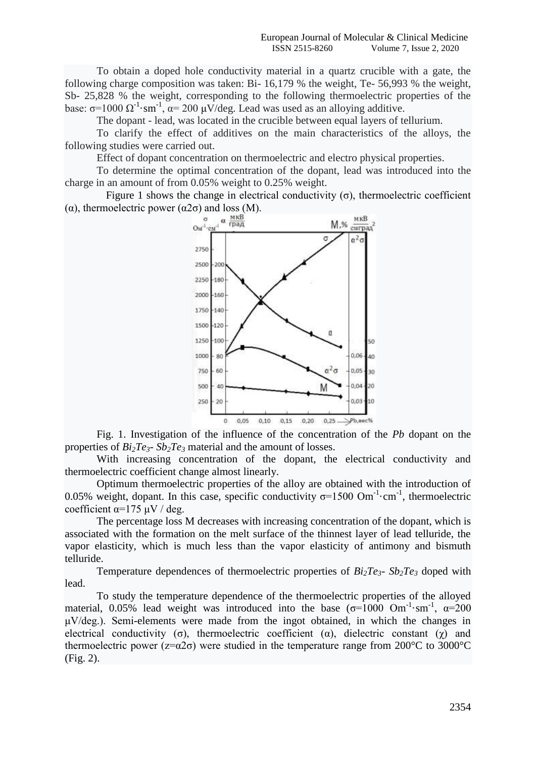To obtain a doped hole conductivity material in a quartz crucible with a gate, the following charge composition was taken: Bi- 16,179 % the weight, Te- 56,993 % the weight, Sb- 25,828 % the weight, corresponding to the following thermoelectric properties of the base: $\sigma$=1000 $\Omega^{-1}\cdot sm^{-1}$, $\alpha$= 200 μV/deg. Lead was used as an alloying additive.

The dopant - lead, was located in the crucible between equal layers of tellurium.

To clarify the effect of additives on the main characteristics of the alloys, the following studies were carried out.

Effect of dopant concentration on thermoelectric and electro physical properties.

To determine the optimal concentration of the dopant, lead was introduced into the charge in an amount of from 0.05% weight to 0.25% weight.

Figure 1 shows the change in electrical conductivity ($\sigma$), thermoelectric coefficient ($\alpha$), thermoelectric power ($\alpha 2\sigma$) and loss (M).

Fig. 1. Investigation of the influence of the concentration of the *Pb* dopant on the properties of $Bi_2Te_3$- $Sb_2Te_3$ material and the amount of losses.

With increasing concentration of the dopant, the electrical conductivity and thermoelectric coefficient change almost linearly.

Optimum thermoelectric properties of the alloy are obtained with the introduction of 0.05% weight, dopant. In this case, specific conductivity $\sigma$=1500 $Om^{-1}\cdot cm^{-1}$, thermoelectric coefficient $\alpha$=175 μV / deg.

The percentage loss M decreases with increasing concentration of the dopant, which is associated with the formation on the melt surface of the thinnest layer of lead telluride, the vapor elasticity, which is much less than the vapor elasticity of antimony and bismuth telluride.

Temperature dependences of thermoelectric properties of $Bi_2Te_3$- $Sb_2Te_3$ doped with lead.

To study the temperature dependence of the thermoelectric properties of the alloyed material, 0.05% lead weight was introduced into the base ($\sigma$=1000 $Om^{-1}\cdot sm^{-1}$, $\alpha$=200 μV/deg.). Semi-elements were made from the ingot obtained, in which the changes in electrical conductivity ($\sigma$), thermoelectric coefficient ($\alpha$), dielectric constant ($\chi$) and thermoelectric power ($z=\alpha 2\sigma$) were studied in the temperature range from 200°C to 3000°C (Fig. 2).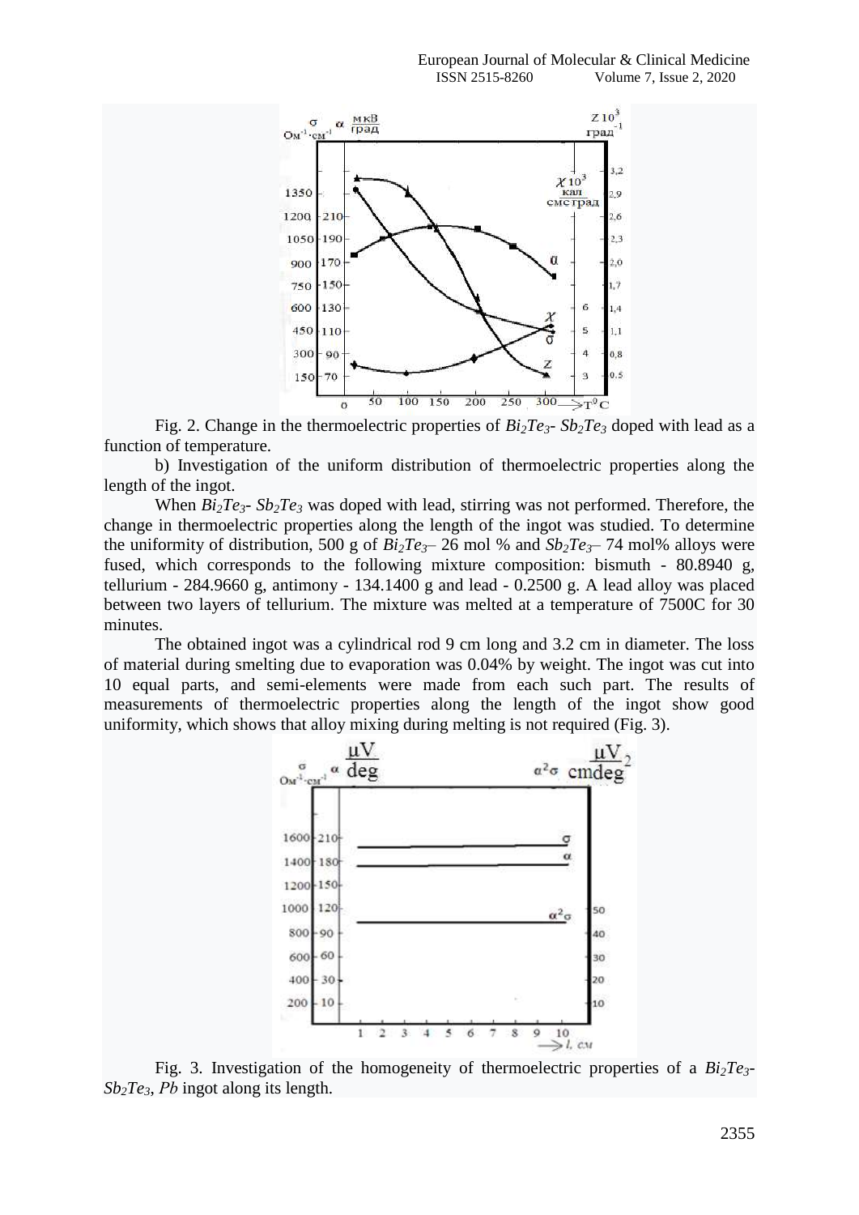Fig. 2. Change in the thermoelectric properties of $Bi_2Te_3$- $Sb_2Te_3$ doped with lead as a function of temperature.

b) Investigation of the uniform distribution of thermoelectric properties along the length of the ingot.

When $Bi_2Te_3$- $Sb_2Te_3$ was doped with lead, stirring was not performed. Therefore, the change in thermoelectric properties along the length of the ingot was studied. To determine the uniformity of distribution, 500 g of $Bi_2Te_3$– 26 mol % and $Sb_2Te_3$– 74 mol% alloys were fused, which corresponds to the following mixture composition: bismuth - 80.8940 g, tellurium - 284.9660 g, antimony - 134.1400 g and lead - 0.2500 g. A lead alloy was placed between two layers of tellurium. The mixture was melted at a temperature of 7500C for 30 minutes.

The obtained ingot was a cylindrical rod 9 cm long and 3.2 cm in diameter. The loss of material during smelting due to evaporation was 0.04% by weight. The ingot was cut into 10 equal parts, and semi-elements were made from each such part. The results of measurements of thermoelectric properties along the length of the ingot show good uniformity, which shows that alloy mixing during melting is not required (Fig. 3).

Fig. 3. Investigation of the homogeneity of thermoelectric properties of a $Bi_2Te_3$- $Sb_2Te_3$, $Pb$ ingot along its length.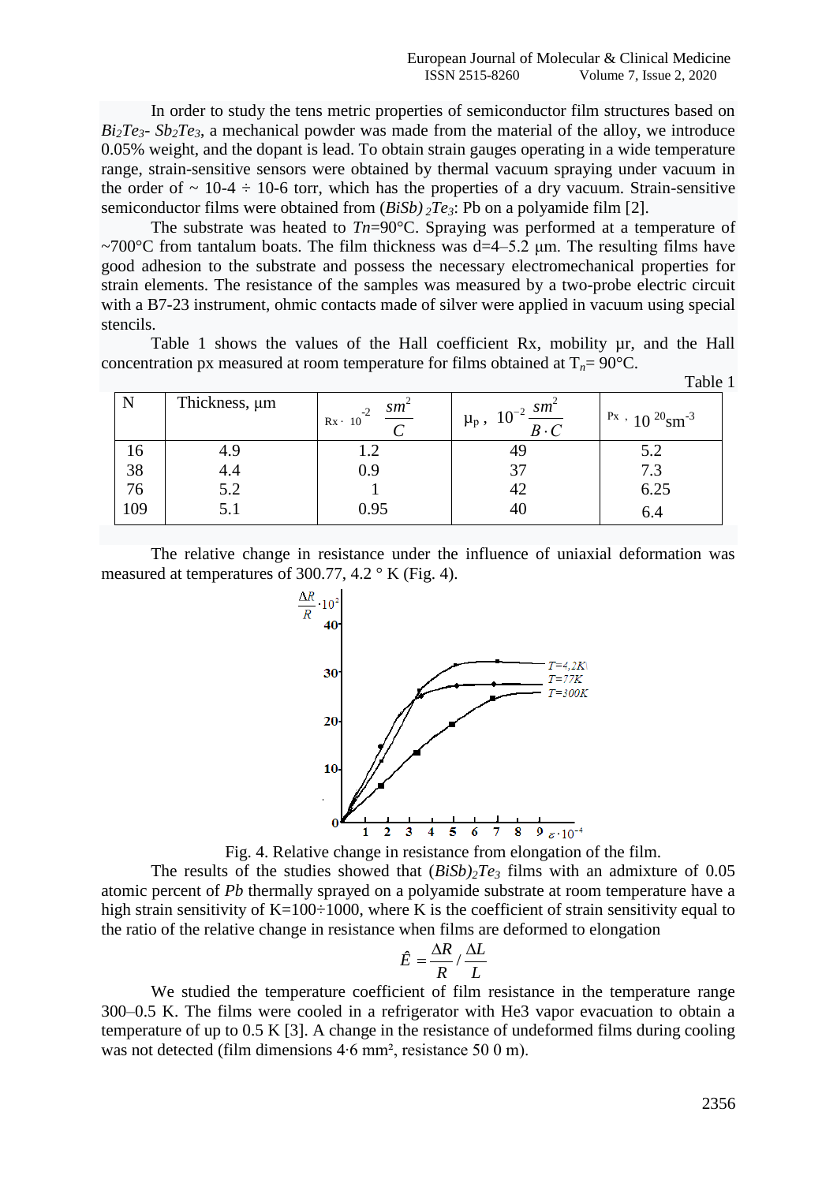In order to study the tens metric properties of semiconductor film structures based on $Bi_2Te_3$- $Sb_2Te_3$, a mechanical powder was made from the material of the alloy, we introduce 0.05% weight, and the dopant is lead. To obtain strain gauges operating in a wide temperature range, strain-sensitive sensors were obtained by thermal vacuum spraying under vacuum in the order of ~ 10-4 ÷ 10-6 torr, which has the properties of a dry vacuum. Strain-sensitive semiconductor films were obtained from $(BiSb)_2Te_3$: Pb on a polyamide film [2].

The substrate was heated to $Tn$=90°C. Spraying was performed at a temperature of ~700°C from tantalum boats. The film thickness was d=4–5.2 µm. The resulting films have good adhesion to the substrate and possess the necessary electromechanical properties for strain elements. The resistance of the samples was measured by a two-probe electric circuit with a B7-23 instrument, ohmic contacts made of silver were applied in vacuum using special stencils.

Table 1 shows the values of the Hall coefficient Rx, mobility µr, and the Hall concentration px measured at room temperature for films obtained at $T_n$= 90°C.

Table 1

| N | Thickness, µm | $Rx \cdot 10^{-2}\ \frac{sm^2}{C}$ | $\mu_p,\ 10^{-2}\ \frac{sm^2}{B \cdot C}$ | $Px \cdot 10^{20} sm^{-3}$ |
|---|---|---|---|---|
| 16 | 4.9 | 1.2 | 49 | 5.2 |
| 38 | 4.4 | 0.9 | 37 | 7.3 |
| 76 | 5.2 | 1 | 42 | 6.25 |
| 109 | 5.1 | 0.95 | 40 | 6.4 |

The relative change in resistance under the influence of uniaxial deformation was measured at temperatures of 300.77, 4.2 ° K (Fig. 4).

Fig. 4. Relative change in resistance from elongation of the film.

The results of the studies showed that $(BiSb)_2Te_3$ films with an admixture of 0.05 atomic percent of $Pb$ thermally sprayed on a polyamide substrate at room temperature have a high strain sensitivity of K=100÷1000, where K is the coefficient of strain sensitivity equal to the ratio of the relative change in resistance when films are deformed to elongation

$$\hat{E} = \frac{\Delta R}{R} / \frac{\Delta L}{L}$$

We studied the temperature coefficient of film resistance in the temperature range 300–0.5 K. The films were cooled in a refrigerator with He3 vapor evacuation to obtain a temperature of up to 0.5 K [3]. A change in the resistance of undeformed films during cooling was not detected (film dimensions 4·6 mm², resistance 50 0 m).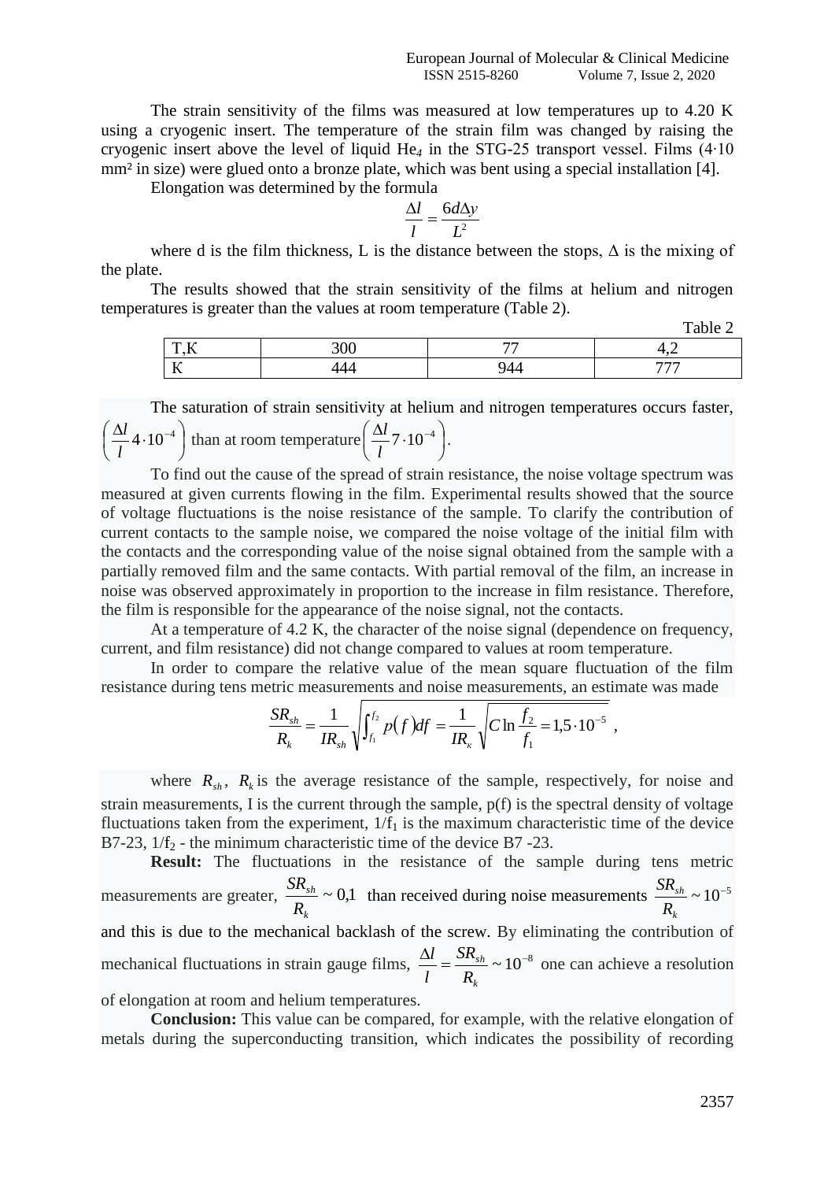The strain sensitivity of the films was measured at low temperatures up to 4.20 K using a cryogenic insert. The temperature of the strain film was changed by raising the cryogenic insert above the level of liquid $He_4$ in the STG-25 transport vessel. Films (4·10 mm² in size) were glued onto a bronze plate, which was bent using a special installation [4].

Elongation was determined by the formula

$$\frac{\Delta l}{l} = \frac{6d\Delta y}{L^2}$$

where d is the film thickness, L is the distance between the stops, Δ is the mixing of the plate.

The results showed that the strain sensitivity of the films at helium and nitrogen temperatures is greater than the values at room temperature (Table 2).

Table 2

| T,K | 300 | 77 | 4,2 |
|---|---|---|---|
| K | 444 | 944 | 777 |

The saturation of strain sensitivity at helium and nitrogen temperatures occurs faster, $\left(\frac{\Delta l}{l} 4 \cdot 10^{-4}\right)$ than at room temperature $\left(\frac{\Delta l}{l} 7 \cdot 10^{-4}\right)$.

To find out the cause of the spread of strain resistance, the noise voltage spectrum was measured at given currents flowing in the film. Experimental results showed that the source of voltage fluctuations is the noise resistance of the sample. To clarify the contribution of current contacts to the sample noise, we compared the noise voltage of the initial film with the contacts and the corresponding value of the noise signal obtained from the sample with a partially removed film and the same contacts. With partial removal of the film, an increase in noise was observed approximately in proportion to the increase in film resistance. Therefore, the film is responsible for the appearance of the noise signal, not the contacts.

At a temperature of 4.2 K, the character of the noise signal (dependence on frequency, current, and film resistance) did not change compared to values at room temperature.

In order to compare the relative value of the mean square fluctuation of the film resistance during tens metric measurements and noise measurements, an estimate was made

$$\frac{SR_{sh}}{R_k} = \frac{1}{IR_{sh}} \sqrt{\int_{f_1}^{f_2} p(f) df} = \frac{1}{IR_k} \sqrt{C \ln \frac{f_2}{f_1}} = 1{,}5 \cdot 10^{-5} ,$$

where $R_{sh}$, $R_k$ is the average resistance of the sample, respectively, for noise and strain measurements, I is the current through the sample, p(f) is the spectral density of voltage fluctuations taken from the experiment, $1/f_1$ is the maximum characteristic time of the device B7-23, $1/f_2$ - the minimum characteristic time of the device B7 -23.

**Result:** The fluctuations in the resistance of the sample during tens metric measurements are greater, $\frac{SR_{sh}}{R_k} \sim 0{,}1$ than received during noise measurements $\frac{SR_{sh}}{R_k} \sim 10^{-5}$ and this is due to the mechanical backlash of the screw. By eliminating the contribution of mechanical fluctuations in strain gauge films, $\frac{\Delta l}{l} = \frac{SR_{sh}}{R_k} \sim 10^{-8}$ one can achieve a resolution of elongation at room and helium temperatures.

**Conclusion:** This value can be compared, for example, with the relative elongation of metals during the superconducting transition, which indicates the possibility of recording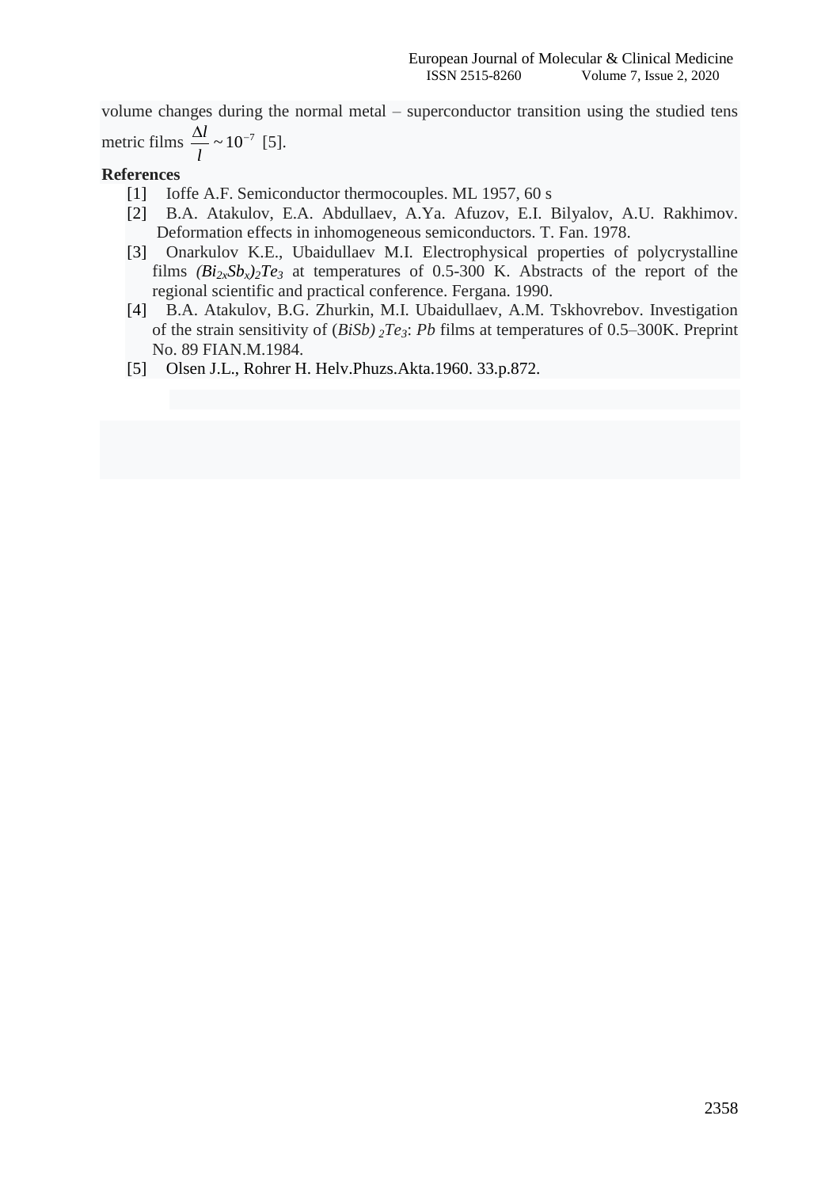volume changes during the normal metal – superconductor transition using the studied tens metric films $\frac{\Delta l}{l} \sim 10^{-7}$ [5].

**References**

[1] Ioffe A.F. Semiconductor thermocouples. ML 1957, 60 s

[2] B.A. Atakulov, E.A. Abdullaev, A.Ya. Afuzov, E.I. Bilyalov, A.U. Rakhimov. Deformation effects in inhomogeneous semiconductors. T. Fan. 1978.

[3] Onarkulov K.E., Ubaidullaev M.I. Electrophysical properties of polycrystalline films $(Bi_{2x}Sb_x)_2Te_3$ at temperatures of 0.5-300 K. Abstracts of the report of the regional scientific and practical conference. Fergana. 1990.

[4] B.A. Atakulov, B.G. Zhurkin, M.I. Ubaidullaev, A.M. Tskhovrebov. Investigation of the strain sensitivity of $(BiSb)_2Te_3$: $Pb$ films at temperatures of 0.5–300K. Preprint No. 89 FIAN.M.1984.

[5] Olsen J.L., Rohrer H. Helv.Phuzs.Akta.1960. 33.p.872.